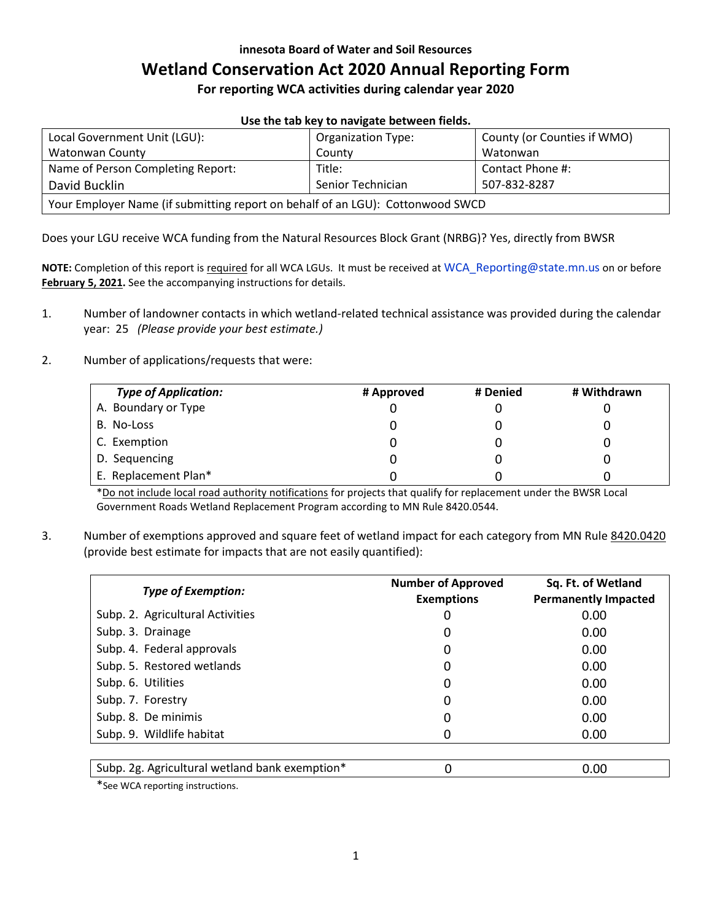**innesota Board of Water and Soil Resources**

# Wetland Conservation Act 2020 Annual Reporting Form

### For reporting WCA activities during calendar year 2020

**Use the tab key to navigate between fields.**

| Local Government Unit (LGU): Watonwan County | Organization Type: County | County (or Counties if WMO) Watonwan |
|---|---|---|
| Name of Person Completing Report: David Bucklin | Title: Senior Technician | Contact Phone #: 507-832-8287 |
| Your Employer Name (if submitting report on behalf of an LGU): Cottonwood SWCD | | |

Does your LGU receive WCA funding from the Natural Resources Block Grant (NRBG)? Yes, directly from BWSR

**NOTE:** Completion of this report is required for all WCA LGUs. It must be received at WCA_Reporting@state.mn.us on or before **February 5, 2021.** See the accompanying instructions for details.

1. Number of landowner contacts in which wetland-related technical assistance was provided during the calendar year: 25 *(Please provide your best estimate.)*

2. Number of applications/requests that were:

| *Type of Application:* | # Approved | # Denied | # Withdrawn |
|---|---|---|---|
| A. Boundary or Type | 0 | 0 | 0 |
| B. No-Loss | 0 | 0 | 0 |
| C. Exemption | 0 | 0 | 0 |
| D. Sequencing | 0 | 0 | 0 |
| E. Replacement Plan* | 0 | 0 | 0 |

*Do not include local road authority notifications for projects that qualify for replacement under the BWSR Local Government Roads Wetland Replacement Program according to MN Rule 8420.0544.

3. Number of exemptions approved and square feet of wetland impact for each category from MN Rule 8420.0420 (provide best estimate for impacts that are not easily quantified):

| *Type of Exemption:* | Number of Approved Exemptions | Sq. Ft. of Wetland Permanently Impacted |
|---|---|---|
| Subp. 2. Agricultural Activities | 0 | 0.00 |
| Subp. 3. Drainage | 0 | 0.00 |
| Subp. 4. Federal approvals | 0 | 0.00 |
| Subp. 5. Restored wetlands | 0 | 0.00 |
| Subp. 6. Utilities | 0 | 0.00 |
| Subp. 7. Forestry | 0 | 0.00 |
| Subp. 8. De minimis | 0 | 0.00 |
| Subp. 9. Wildlife habitat | 0 | 0.00 |

| Subp. 2g. Agricultural wetland bank exemption* | 0 | 0.00 |
|---|---|---|

*See WCA reporting instructions.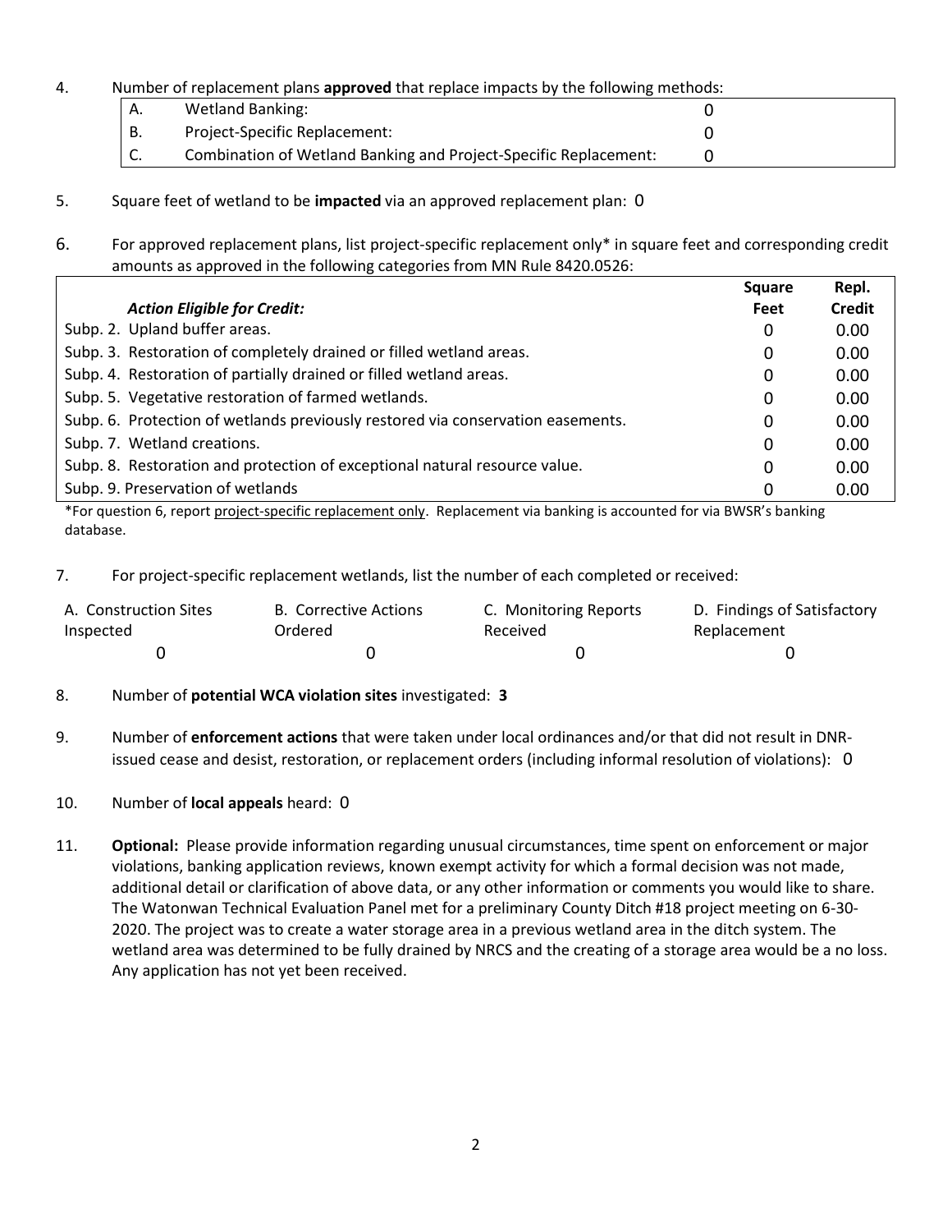4. Number of replacement plans **approved** that replace impacts by the following methods:

| | | |
|---|---|---|
| A. | Wetland Banking: | 0 |
| B. | Project-Specific Replacement: | 0 |
| C. | Combination of Wetland Banking and Project-Specific Replacement: | 0 |

5. Square feet of wetland to be **impacted** via an approved replacement plan: 0

6. For approved replacement plans, list project-specific replacement only* in square feet and corresponding credit amounts as approved in the following categories from MN Rule 8420.0526:

| ***Action Eligible for Credit:*** | **Square Feet** | **Repl. Credit** |
|---|---|---|
| Subp. 2. Upland buffer areas. | 0 | 0.00 |
| Subp. 3. Restoration of completely drained or filled wetland areas. | 0 | 0.00 |
| Subp. 4. Restoration of partially drained or filled wetland areas. | 0 | 0.00 |
| Subp. 5. Vegetative restoration of farmed wetlands. | 0 | 0.00 |
| Subp. 6. Protection of wetlands previously restored via conservation easements. | 0 | 0.00 |
| Subp. 7. Wetland creations. | 0 | 0.00 |
| Subp. 8. Restoration and protection of exceptional natural resource value. | 0 | 0.00 |
| Subp. 9. Preservation of wetlands | 0 | 0.00 |

*For question 6, report project-specific replacement only. Replacement via banking is accounted for via BWSR's banking database.

7. For project-specific replacement wetlands, list the number of each completed or received:

| A. Construction Sites Inspected | B. Corrective Actions Ordered | C. Monitoring Reports Received | D. Findings of Satisfactory Replacement |
|---|---|---|---|
| 0 | 0 | 0 | 0 |

8. Number of **potential WCA violation sites** investigated: **3**

9. Number of **enforcement actions** that were taken under local ordinances and/or that did not result in DNR-issued cease and desist, restoration, or replacement orders (including informal resolution of violations): 0

10. Number of **local appeals** heard: 0

11. **Optional:** Please provide information regarding unusual circumstances, time spent on enforcement or major violations, banking application reviews, known exempt activity for which a formal decision was not made, additional detail or clarification of above data, or any other information or comments you would like to share. The Watonwan Technical Evaluation Panel met for a preliminary County Ditch #18 project meeting on 6-30-2020. The project was to create a water storage area in a previous wetland area in the ditch system. The wetland area was determined to be fully drained by NRCS and the creating of a storage area would be a no loss. Any application has not yet been received.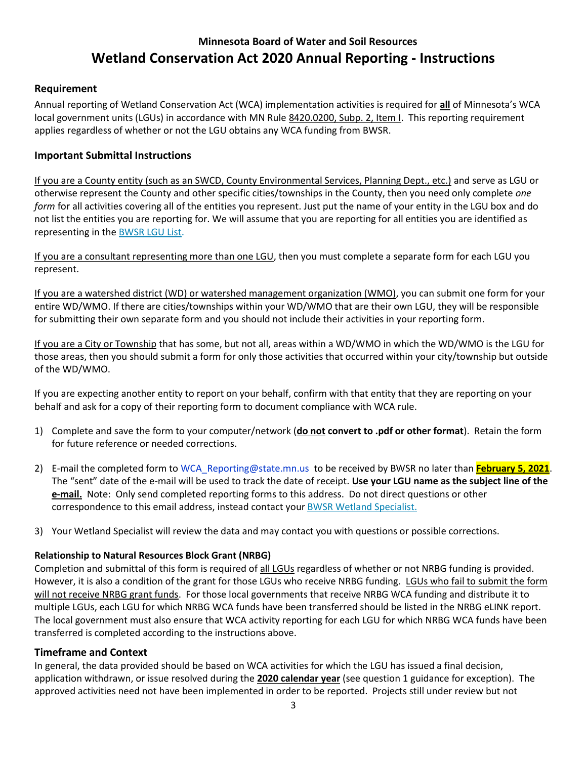## Minnesota Board of Water and Soil Resources

# Wetland Conservation Act 2020 Annual Reporting - Instructions

### Requirement

Annual reporting of Wetland Conservation Act (WCA) implementation activities is required for **all** of Minnesota's WCA local government units (LGUs) in accordance with MN Rule 8420.0200, Subp. 2, Item I. This reporting requirement applies regardless of whether or not the LGU obtains any WCA funding from BWSR.

### Important Submittal Instructions

If you are a County entity (such as an SWCD, County Environmental Services, Planning Dept., etc.) and serve as LGU or otherwise represent the County and other specific cities/townships in the County, then you need only complete *one form* for all activities covering all of the entities you represent. Just put the name of your entity in the LGU box and do not list the entities you are reporting for. We will assume that you are reporting for all entities you are identified as representing in the BWSR LGU List.

If you are a consultant representing more than one LGU, then you must complete a separate form for each LGU you represent.

If you are a watershed district (WD) or watershed management organization (WMO), you can submit one form for your entire WD/WMO. If there are cities/townships within your WD/WMO that are their own LGU, they will be responsible for submitting their own separate form and you should not include their activities in your reporting form.

If you are a City or Township that has some, but not all, areas within a WD/WMO in which the WD/WMO is the LGU for those areas, then you should submit a form for only those activities that occurred within your city/township but outside of the WD/WMO.

If you are expecting another entity to report on your behalf, confirm with that entity that they are reporting on your behalf and ask for a copy of their reporting form to document compliance with WCA rule.

1) Complete and save the form to your computer/network (**do not convert to .pdf or other format**). Retain the form for future reference or needed corrections.

2) E-mail the completed form to WCA_Reporting@state.mn.us to be received by BWSR no later than **February 5, 2021**. The "sent" date of the e-mail will be used to track the date of receipt. **Use your LGU name as the subject line of the e-mail.** Note: Only send completed reporting forms to this address. Do not direct questions or other correspondence to this email address, instead contact your BWSR Wetland Specialist.

3) Your Wetland Specialist will review the data and may contact you with questions or possible corrections.

#### Relationship to Natural Resources Block Grant (NRBG)

Completion and submittal of this form is required of all LGUs regardless of whether or not NRBG funding is provided. However, it is also a condition of the grant for those LGUs who receive NRBG funding. LGUs who fail to submit the form will not receive NRBG grant funds. For those local governments that receive NRBG WCA funding and distribute it to multiple LGUs, each LGU for which NRBG WCA funds have been transferred should be listed in the NRBG eLINK report. The local government must also ensure that WCA activity reporting for each LGU for which NRBG WCA funds have been transferred is completed according to the instructions above.

### Timeframe and Context

In general, the data provided should be based on WCA activities for which the LGU has issued a final decision, application withdrawn, or issue resolved during the **2020 calendar year** (see question 1 guidance for exception). The approved activities need not have been implemented in order to be reported. Projects still under review but not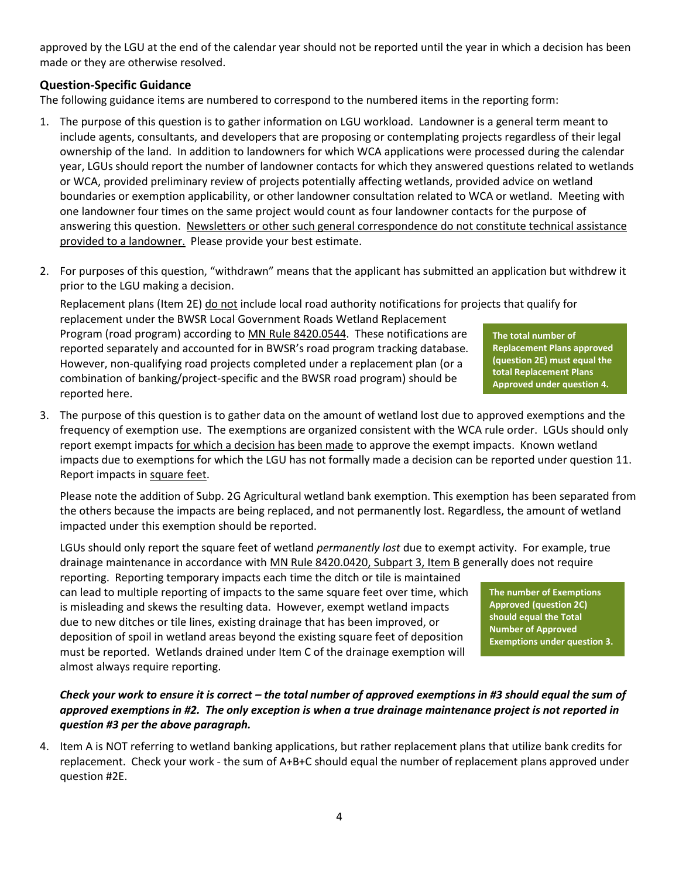approved by the LGU at the end of the calendar year should not be reported until the year in which a decision has been made or they are otherwise resolved.

### Question-Specific Guidance

The following guidance items are numbered to correspond to the numbered items in the reporting form:

1. The purpose of this question is to gather information on LGU workload. Landowner is a general term meant to include agents, consultants, and developers that are proposing or contemplating projects regardless of their legal ownership of the land. In addition to landowners for which WCA applications were processed during the calendar year, LGUs should report the number of landowner contacts for which they answered questions related to wetlands or WCA, provided preliminary review of projects potentially affecting wetlands, provided advice on wetland boundaries or exemption applicability, or other landowner consultation related to WCA or wetland. Meeting with one landowner four times on the same project would count as four landowner contacts for the purpose of answering this question. <u>Newsletters or other such general correspondence do not constitute technical assistance provided to a landowner.</u> Please provide your best estimate.

2. For purposes of this question, "withdrawn" means that the applicant has submitted an application but withdrew it prior to the LGU making a decision.

   Replacement plans (Item 2E) <u>do not</u> include local road authority notifications for projects that qualify for replacement under the BWSR Local Government Roads Wetland Replacement Program (road program) according to <u>MN Rule 8420.0544</u>. These notifications are reported separately and accounted for in BWSR's road program tracking database. However, non-qualifying road projects completed under a replacement plan (or a combination of banking/project-specific and the BWSR road program) should be reported here.

   **The total number of Replacement Plans approved (question 2E) must equal the total Replacement Plans Approved under question 4.**

3. The purpose of this question is to gather data on the amount of wetland lost due to approved exemptions and the frequency of exemption use. The exemptions are organized consistent with the WCA rule order. LGUs should only report exempt impacts <u>for which a decision has been made</u> to approve the exempt impacts. Known wetland impacts due to exemptions for which the LGU has not formally made a decision can be reported under question 11. Report impacts in <u>square feet</u>.

   Please note the addition of Subp. 2G Agricultural wetland bank exemption. This exemption has been separated from the others because the impacts are being replaced, and not permanently lost. Regardless, the amount of wetland impacted under this exemption should be reported.

   LGUs should only report the square feet of wetland *permanently lost* due to exempt activity. For example, true drainage maintenance in accordance with <u>MN Rule 8420.0420, Subpart 3, Item B</u> generally does not require reporting. Reporting temporary impacts each time the ditch or tile is maintained can lead to multiple reporting of impacts to the same square feet over time, which is misleading and skews the resulting data. However, exempt wetland impacts due to new ditches or tile lines, existing drainage that has been improved, or deposition of spoil in wetland areas beyond the existing square feet of deposition must be reported. Wetlands drained under Item C of the drainage exemption will almost always require reporting.

   **The number of Exemptions Approved (question 2C) should equal the Total Number of Approved Exemptions under question 3.**

   ***Check your work to ensure it is correct – the total number of approved exemptions in #3 should equal the sum of approved exemptions in #2. The only exception is when a true drainage maintenance project is not reported in question #3 per the above paragraph.***

4. Item A is NOT referring to wetland banking applications, but rather replacement plans that utilize bank credits for replacement. Check your work - the sum of A+B+C should equal the number of replacement plans approved under question #2E.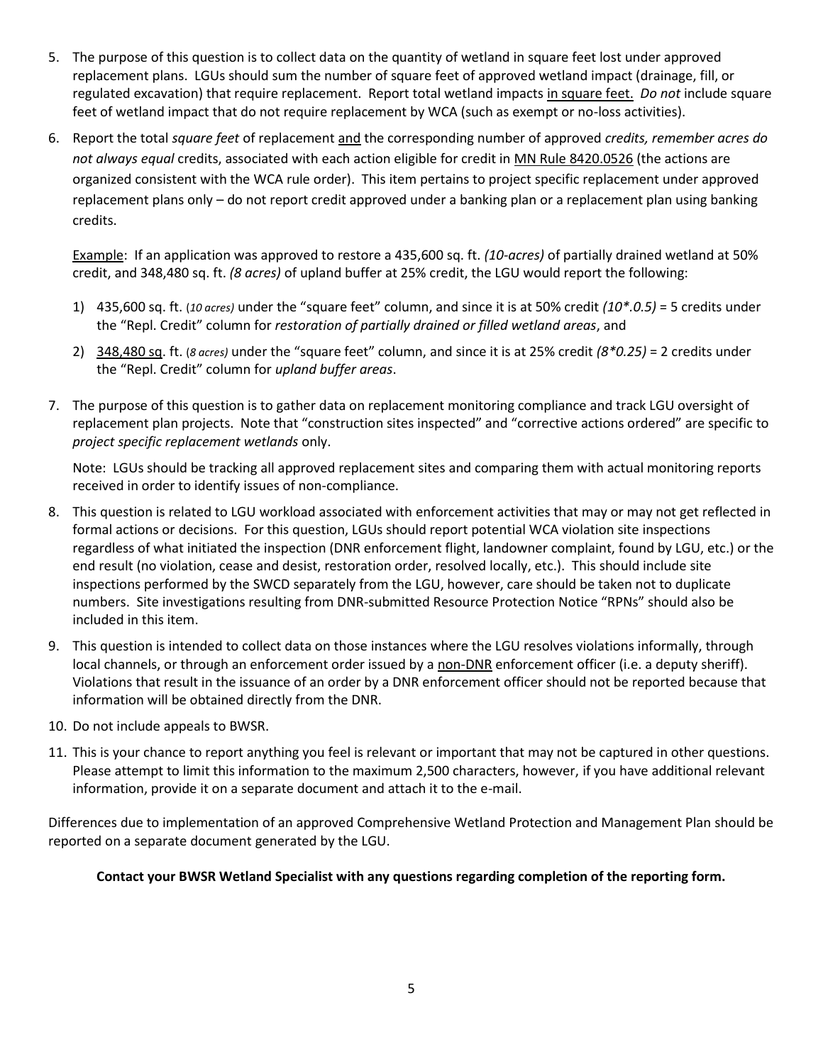5. The purpose of this question is to collect data on the quantity of wetland in square feet lost under approved replacement plans. LGUs should sum the number of square feet of approved wetland impact (drainage, fill, or regulated excavation) that require replacement. Report total wetland impacts <u>in square feet.</u> *Do not* include square feet of wetland impact that do not require replacement by WCA (such as exempt or no-loss activities).

6. Report the total *square feet* of replacement <u>and</u> the corresponding number of approved *credits, remember acres do not always equal* credits, associated with each action eligible for credit in <u>MN Rule 8420.0526</u> (the actions are organized consistent with the WCA rule order). This item pertains to project specific replacement under approved replacement plans only – do not report credit approved under a banking plan or a replacement plan using banking credits.

   <u>Example</u>: If an application was approved to restore a 435,600 sq. ft. *(10-acres)* of partially drained wetland at 50% credit, and 348,480 sq. ft. *(8 acres)* of upland buffer at 25% credit, the LGU would report the following:

   1) 435,600 sq. ft. (*10 acres*) under the "square feet" column, and since it is at 50% credit *(10*.0.5)* = 5 credits under the "Repl. Credit" column for *restoration of partially drained or filled wetland areas*, and
   2) <u>348,480 sq</u>. ft. (*8 acres*) under the "square feet" column, and since it is at 25% credit *(8*0.25)* = 2 credits under the "Repl. Credit" column for *upland buffer areas*.

7. The purpose of this question is to gather data on replacement monitoring compliance and track LGU oversight of replacement plan projects. Note that "construction sites inspected" and "corrective actions ordered" are specific to *project specific replacement wetlands* only.

   Note: LGUs should be tracking all approved replacement sites and comparing them with actual monitoring reports received in order to identify issues of non-compliance.

8. This question is related to LGU workload associated with enforcement activities that may or may not get reflected in formal actions or decisions. For this question, LGUs should report potential WCA violation site inspections regardless of what initiated the inspection (DNR enforcement flight, landowner complaint, found by LGU, etc.) or the end result (no violation, cease and desist, restoration order, resolved locally, etc.). This should include site inspections performed by the SWCD separately from the LGU, however, care should be taken not to duplicate numbers. Site investigations resulting from DNR-submitted Resource Protection Notice "RPNs" should also be included in this item.

9. This question is intended to collect data on those instances where the LGU resolves violations informally, through local channels, or through an enforcement order issued by a <u>non-DNR</u> enforcement officer (i.e. a deputy sheriff). Violations that result in the issuance of an order by a DNR enforcement officer should not be reported because that information will be obtained directly from the DNR.

10. Do not include appeals to BWSR.

11. This is your chance to report anything you feel is relevant or important that may not be captured in other questions. Please attempt to limit this information to the maximum 2,500 characters, however, if you have additional relevant information, provide it on a separate document and attach it to the e-mail.

Differences due to implementation of an approved Comprehensive Wetland Protection and Management Plan should be reported on a separate document generated by the LGU.

**Contact your BWSR Wetland Specialist with any questions regarding completion of the reporting form.**